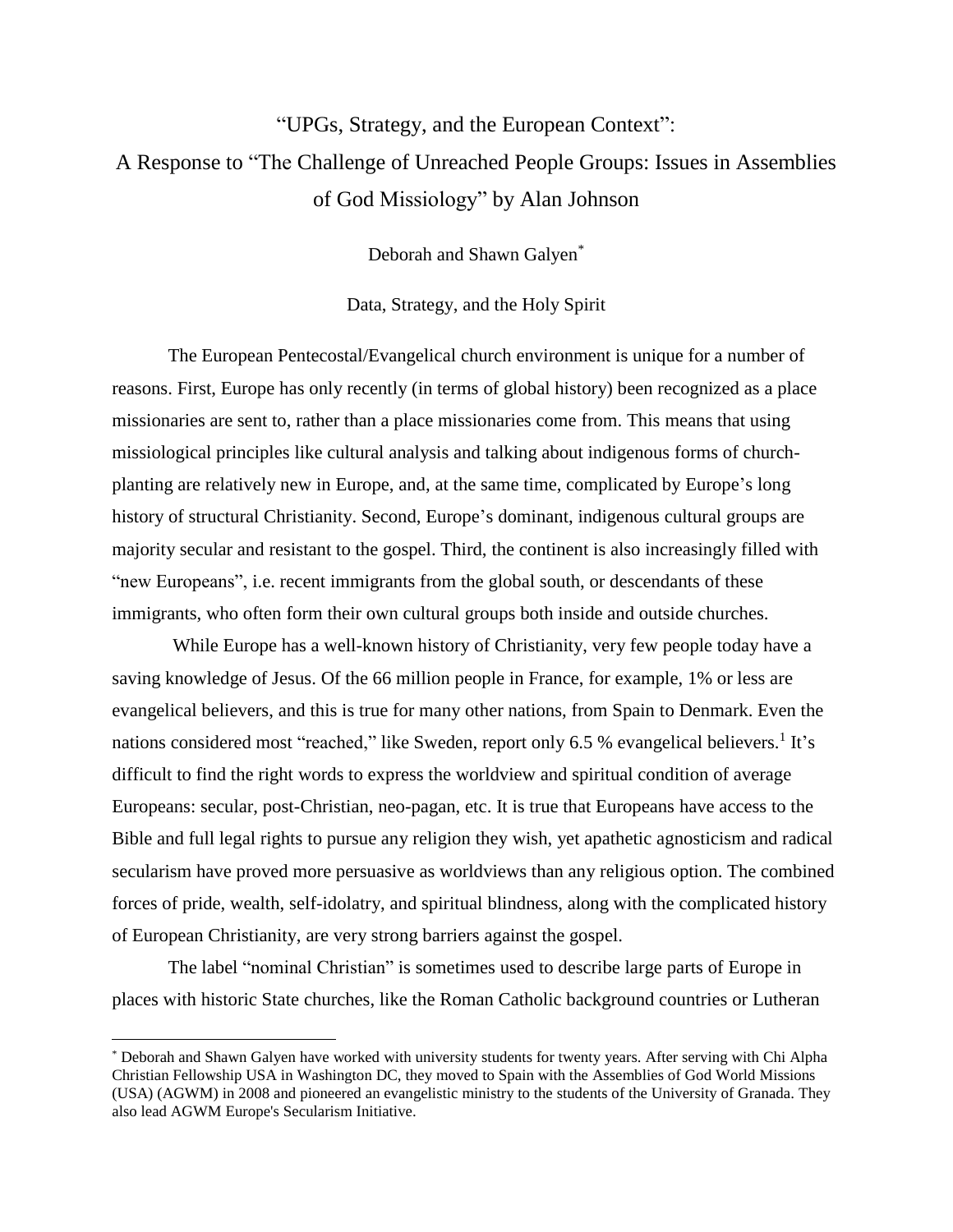# "UPGs, Strategy, and the European Context": A Response to "The Challenge of Unreached People Groups: Issues in Assemblies of God Missiology" by Alan Johnson

Deborah and Shawn Galyen[*]

## Data, Strategy, and the Holy Spirit

The European Pentecostal/Evangelical church environment is unique for a number of reasons. First, Europe has only recently (in terms of global history) been recognized as a place missionaries are sent to, rather than a place missionaries come from. This means that using missiological principles like cultural analysis and talking about indigenous forms of church-planting are relatively new in Europe, and, at the same time, complicated by Europe's long history of structural Christianity. Second, Europe's dominant, indigenous cultural groups are majority secular and resistant to the gospel. Third, the continent is also increasingly filled with "new Europeans", i.e. recent immigrants from the global south, or descendants of these immigrants, who often form their own cultural groups both inside and outside churches.

While Europe has a well-known history of Christianity, very few people today have a saving knowledge of Jesus. Of the 66 million people in France, for example, 1% or less are evangelical believers, and this is true for many other nations, from Spain to Denmark. Even the nations considered most "reached," like Sweden, report only 6.5 % evangelical believers.[1] It's difficult to find the right words to express the worldview and spiritual condition of average Europeans: secular, post-Christian, neo-pagan, etc. It is true that Europeans have access to the Bible and full legal rights to pursue any religion they wish, yet apathetic agnosticism and radical secularism have proved more persuasive as worldviews than any religious option. The combined forces of pride, wealth, self-idolatry, and spiritual blindness, along with the complicated history of European Christianity, are very strong barriers against the gospel.

The label "nominal Christian" is sometimes used to describe large parts of Europe in places with historic State churches, like the Roman Catholic background countries or Lutheran

---

[*] Deborah and Shawn Galyen have worked with university students for twenty years. After serving with Chi Alpha Christian Fellowship USA in Washington DC, they moved to Spain with the Assemblies of God World Missions (USA) (AGWM) in 2008 and pioneered an evangelistic ministry to the students of the University of Granada. They also lead AGWM Europe's Secularism Initiative.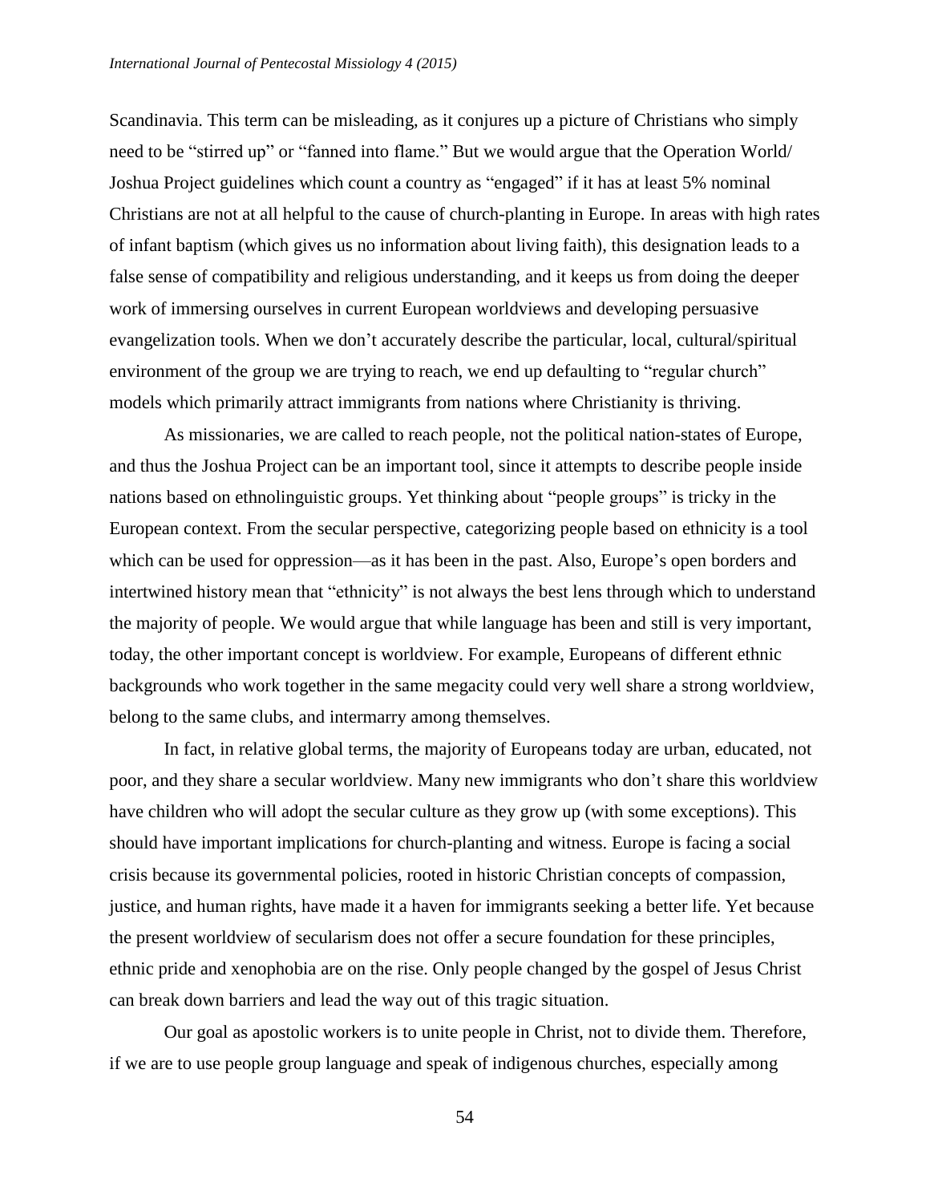Scandinavia. This term can be misleading, as it conjures up a picture of Christians who simply need to be "stirred up" or "fanned into flame." But we would argue that the Operation World/ Joshua Project guidelines which count a country as "engaged" if it has at least 5% nominal Christians are not at all helpful to the cause of church-planting in Europe. In areas with high rates of infant baptism (which gives us no information about living faith), this designation leads to a false sense of compatibility and religious understanding, and it keeps us from doing the deeper work of immersing ourselves in current European worldviews and developing persuasive evangelization tools. When we don't accurately describe the particular, local, cultural/spiritual environment of the group we are trying to reach, we end up defaulting to "regular church" models which primarily attract immigrants from nations where Christianity is thriving.

As missionaries, we are called to reach people, not the political nation-states of Europe, and thus the Joshua Project can be an important tool, since it attempts to describe people inside nations based on ethnolinguistic groups. Yet thinking about "people groups" is tricky in the European context. From the secular perspective, categorizing people based on ethnicity is a tool which can be used for oppression—as it has been in the past. Also, Europe's open borders and intertwined history mean that "ethnicity" is not always the best lens through which to understand the majority of people. We would argue that while language has been and still is very important, today, the other important concept is worldview. For example, Europeans of different ethnic backgrounds who work together in the same megacity could very well share a strong worldview, belong to the same clubs, and intermarry among themselves.

In fact, in relative global terms, the majority of Europeans today are urban, educated, not poor, and they share a secular worldview. Many new immigrants who don't share this worldview have children who will adopt the secular culture as they grow up (with some exceptions). This should have important implications for church-planting and witness. Europe is facing a social crisis because its governmental policies, rooted in historic Christian concepts of compassion, justice, and human rights, have made it a haven for immigrants seeking a better life. Yet because the present worldview of secularism does not offer a secure foundation for these principles, ethnic pride and xenophobia are on the rise. Only people changed by the gospel of Jesus Christ can break down barriers and lead the way out of this tragic situation.

Our goal as apostolic workers is to unite people in Christ, not to divide them. Therefore, if we are to use people group language and speak of indigenous churches, especially among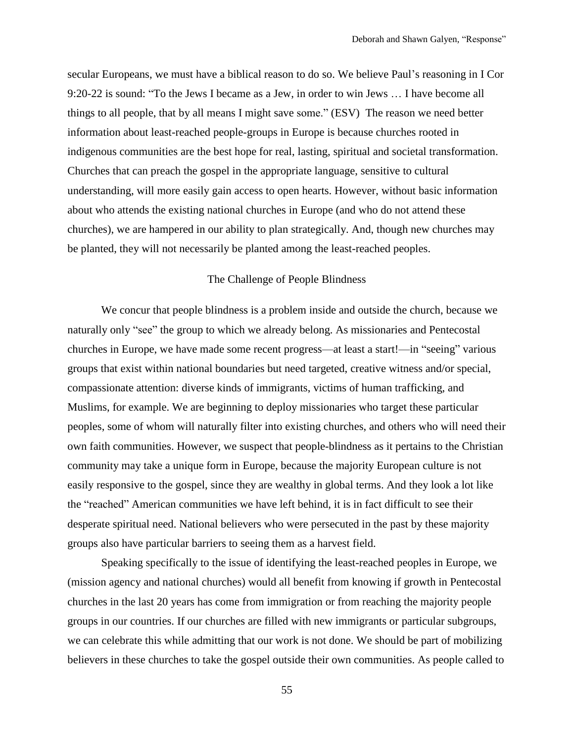secular Europeans, we must have a biblical reason to do so. We believe Paul's reasoning in I Cor 9:20-22 is sound: "To the Jews I became as a Jew, in order to win Jews … I have become all things to all people, that by all means I might save some." (ESV) The reason we need better information about least-reached people-groups in Europe is because churches rooted in indigenous communities are the best hope for real, lasting, spiritual and societal transformation. Churches that can preach the gospel in the appropriate language, sensitive to cultural understanding, will more easily gain access to open hearts. However, without basic information about who attends the existing national churches in Europe (and who do not attend these churches), we are hampered in our ability to plan strategically. And, though new churches may be planted, they will not necessarily be planted among the least-reached peoples.

## The Challenge of People Blindness

We concur that people blindness is a problem inside and outside the church, because we naturally only "see" the group to which we already belong. As missionaries and Pentecostal churches in Europe, we have made some recent progress—at least a start!—in "seeing" various groups that exist within national boundaries but need targeted, creative witness and/or special, compassionate attention: diverse kinds of immigrants, victims of human trafficking, and Muslims, for example. We are beginning to deploy missionaries who target these particular peoples, some of whom will naturally filter into existing churches, and others who will need their own faith communities. However, we suspect that people-blindness as it pertains to the Christian community may take a unique form in Europe, because the majority European culture is not easily responsive to the gospel, since they are wealthy in global terms. And they look a lot like the "reached" American communities we have left behind, it is in fact difficult to see their desperate spiritual need. National believers who were persecuted in the past by these majority groups also have particular barriers to seeing them as a harvest field.

Speaking specifically to the issue of identifying the least-reached peoples in Europe, we (mission agency and national churches) would all benefit from knowing if growth in Pentecostal churches in the last 20 years has come from immigration or from reaching the majority people groups in our countries. If our churches are filled with new immigrants or particular subgroups, we can celebrate this while admitting that our work is not done. We should be part of mobilizing believers in these churches to take the gospel outside their own communities. As people called to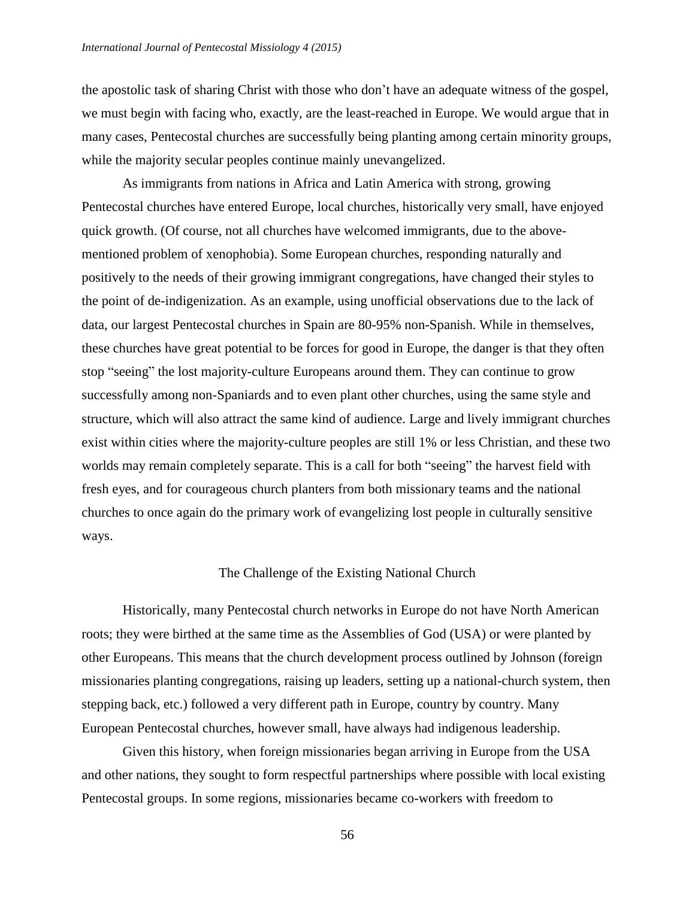the apostolic task of sharing Christ with those who don't have an adequate witness of the gospel, we must begin with facing who, exactly, are the least-reached in Europe. We would argue that in many cases, Pentecostal churches are successfully being planting among certain minority groups, while the majority secular peoples continue mainly unevangelized.

As immigrants from nations in Africa and Latin America with strong, growing Pentecostal churches have entered Europe, local churches, historically very small, have enjoyed quick growth. (Of course, not all churches have welcomed immigrants, due to the above-mentioned problem of xenophobia). Some European churches, responding naturally and positively to the needs of their growing immigrant congregations, have changed their styles to the point of de-indigenization. As an example, using unofficial observations due to the lack of data, our largest Pentecostal churches in Spain are 80-95% non-Spanish. While in themselves, these churches have great potential to be forces for good in Europe, the danger is that they often stop "seeing" the lost majority-culture Europeans around them. They can continue to grow successfully among non-Spaniards and to even plant other churches, using the same style and structure, which will also attract the same kind of audience. Large and lively immigrant churches exist within cities where the majority-culture peoples are still 1% or less Christian, and these two worlds may remain completely separate. This is a call for both "seeing" the harvest field with fresh eyes, and for courageous church planters from both missionary teams and the national churches to once again do the primary work of evangelizing lost people in culturally sensitive ways.

## The Challenge of the Existing National Church

Historically, many Pentecostal church networks in Europe do not have North American roots; they were birthed at the same time as the Assemblies of God (USA) or were planted by other Europeans. This means that the church development process outlined by Johnson (foreign missionaries planting congregations, raising up leaders, setting up a national-church system, then stepping back, etc.) followed a very different path in Europe, country by country. Many European Pentecostal churches, however small, have always had indigenous leadership.

Given this history, when foreign missionaries began arriving in Europe from the USA and other nations, they sought to form respectful partnerships where possible with local existing Pentecostal groups. In some regions, missionaries became co-workers with freedom to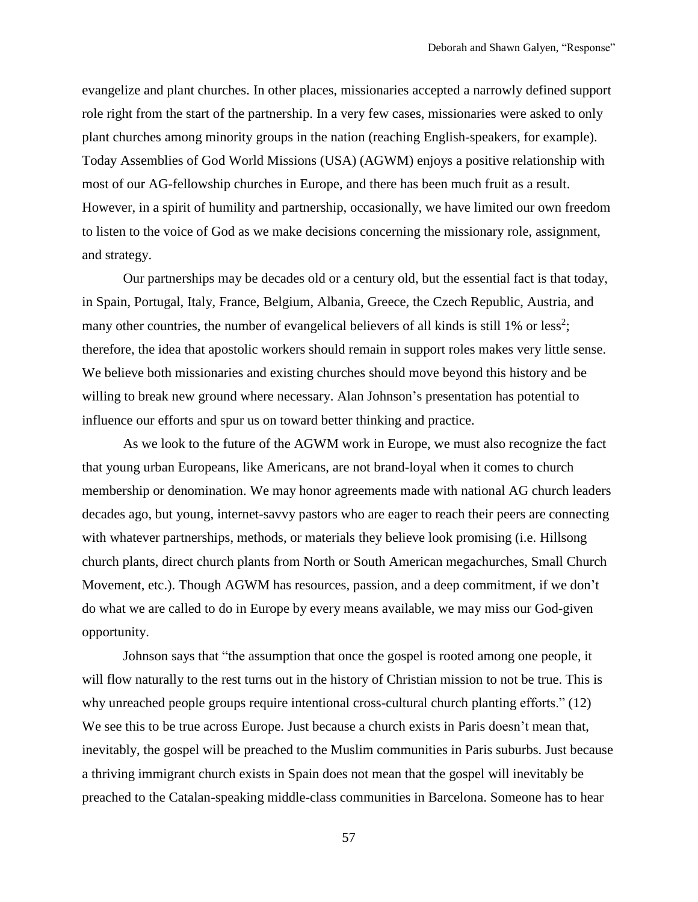evangelize and plant churches. In other places, missionaries accepted a narrowly defined support role right from the start of the partnership. In a very few cases, missionaries were asked to only plant churches among minority groups in the nation (reaching English-speakers, for example). Today Assemblies of God World Missions (USA) (AGWM) enjoys a positive relationship with most of our AG-fellowship churches in Europe, and there has been much fruit as a result. However, in a spirit of humility and partnership, occasionally, we have limited our own freedom to listen to the voice of God as we make decisions concerning the missionary role, assignment, and strategy.

Our partnerships may be decades old or a century old, but the essential fact is that today, in Spain, Portugal, Italy, France, Belgium, Albania, Greece, the Czech Republic, Austria, and many other countries, the number of evangelical believers of all kinds is still 1% or less[2]; therefore, the idea that apostolic workers should remain in support roles makes very little sense. We believe both missionaries and existing churches should move beyond this history and be willing to break new ground where necessary. Alan Johnson's presentation has potential to influence our efforts and spur us on toward better thinking and practice.

As we look to the future of the AGWM work in Europe, we must also recognize the fact that young urban Europeans, like Americans, are not brand-loyal when it comes to church membership or denomination. We may honor agreements made with national AG church leaders decades ago, but young, internet-savvy pastors who are eager to reach their peers are connecting with whatever partnerships, methods, or materials they believe look promising (i.e. Hillsong church plants, direct church plants from North or South American megachurches, Small Church Movement, etc.). Though AGWM has resources, passion, and a deep commitment, if we don't do what we are called to do in Europe by every means available, we may miss our God-given opportunity.

Johnson says that "the assumption that once the gospel is rooted among one people, it will flow naturally to the rest turns out in the history of Christian mission to not be true. This is why unreached people groups require intentional cross-cultural church planting efforts." (12) We see this to be true across Europe. Just because a church exists in Paris doesn't mean that, inevitably, the gospel will be preached to the Muslim communities in Paris suburbs. Just because a thriving immigrant church exists in Spain does not mean that the gospel will inevitably be preached to the Catalan-speaking middle-class communities in Barcelona. Someone has to hear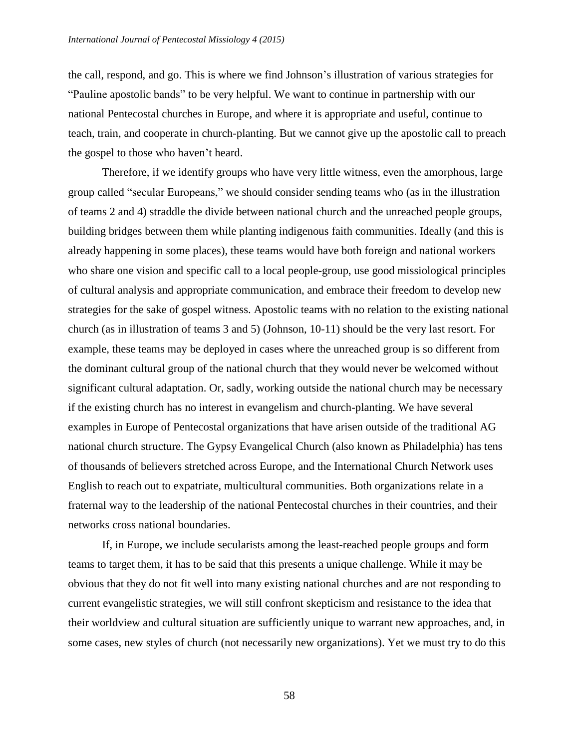the call, respond, and go. This is where we find Johnson's illustration of various strategies for "Pauline apostolic bands" to be very helpful. We want to continue in partnership with our national Pentecostal churches in Europe, and where it is appropriate and useful, continue to teach, train, and cooperate in church-planting. But we cannot give up the apostolic call to preach the gospel to those who haven't heard.

Therefore, if we identify groups who have very little witness, even the amorphous, large group called "secular Europeans," we should consider sending teams who (as in the illustration of teams 2 and 4) straddle the divide between national church and the unreached people groups, building bridges between them while planting indigenous faith communities. Ideally (and this is already happening in some places), these teams would have both foreign and national workers who share one vision and specific call to a local people-group, use good missiological principles of cultural analysis and appropriate communication, and embrace their freedom to develop new strategies for the sake of gospel witness. Apostolic teams with no relation to the existing national church (as in illustration of teams 3 and 5) (Johnson, 10-11) should be the very last resort. For example, these teams may be deployed in cases where the unreached group is so different from the dominant cultural group of the national church that they would never be welcomed without significant cultural adaptation. Or, sadly, working outside the national church may be necessary if the existing church has no interest in evangelism and church-planting. We have several examples in Europe of Pentecostal organizations that have arisen outside of the traditional AG national church structure. The Gypsy Evangelical Church (also known as Philadelphia) has tens of thousands of believers stretched across Europe, and the International Church Network uses English to reach out to expatriate, multicultural communities. Both organizations relate in a fraternal way to the leadership of the national Pentecostal churches in their countries, and their networks cross national boundaries.

If, in Europe, we include secularists among the least-reached people groups and form teams to target them, it has to be said that this presents a unique challenge. While it may be obvious that they do not fit well into many existing national churches and are not responding to current evangelistic strategies, we will still confront skepticism and resistance to the idea that their worldview and cultural situation are sufficiently unique to warrant new approaches, and, in some cases, new styles of church (not necessarily new organizations). Yet we must try to do this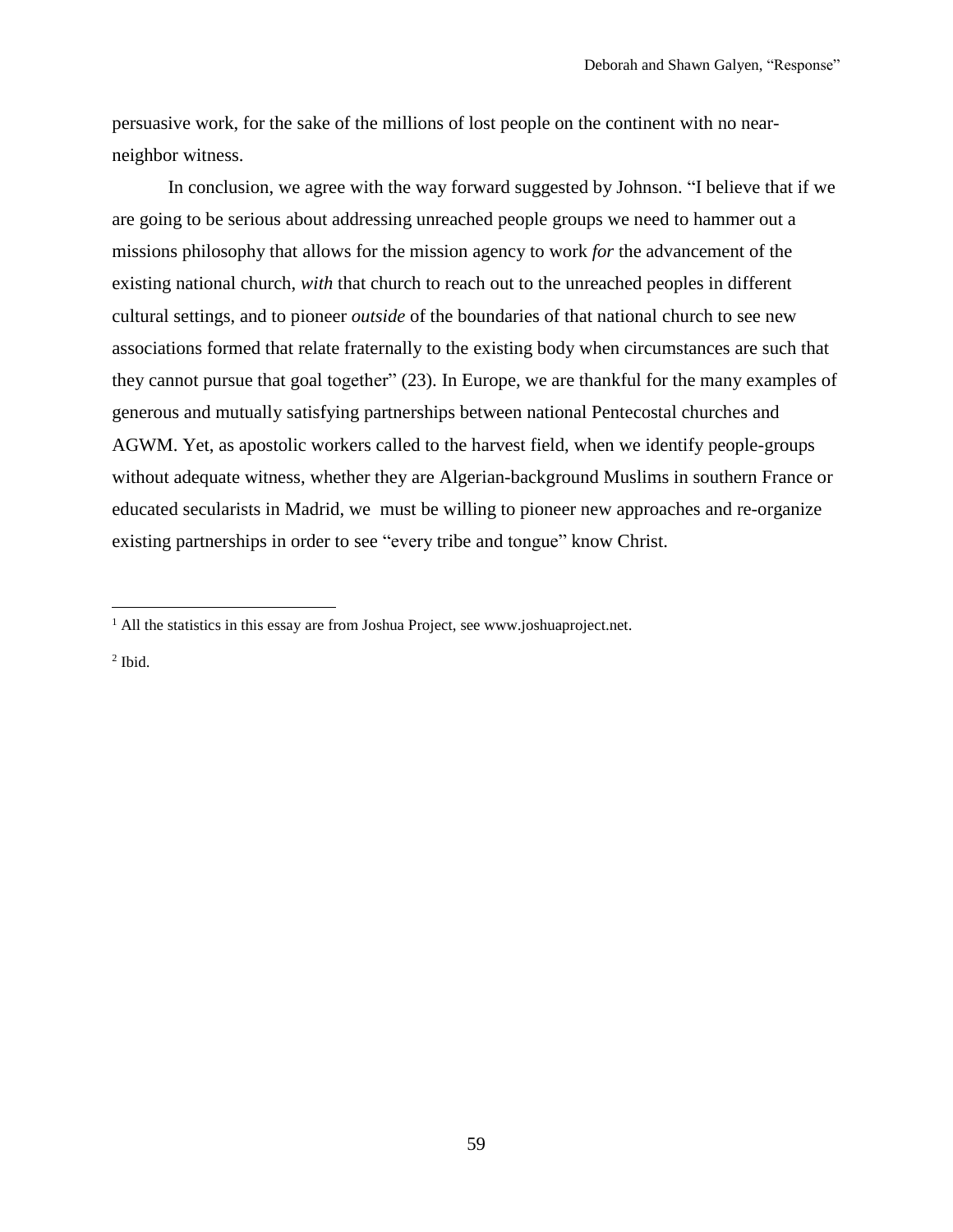persuasive work, for the sake of the millions of lost people on the continent with no near-neighbor witness.

In conclusion, we agree with the way forward suggested by Johnson. "I believe that if we are going to be serious about addressing unreached people groups we need to hammer out a missions philosophy that allows for the mission agency to work *for* the advancement of the existing national church, *with* that church to reach out to the unreached peoples in different cultural settings, and to pioneer *outside* of the boundaries of that national church to see new associations formed that relate fraternally to the existing body when circumstances are such that they cannot pursue that goal together" (23). In Europe, we are thankful for the many examples of generous and mutually satisfying partnerships between national Pentecostal churches and AGWM. Yet, as apostolic workers called to the harvest field, when we identify people-groups without adequate witness, whether they are Algerian-background Muslims in southern France or educated secularists in Madrid, we must be willing to pioneer new approaches and re-organize existing partnerships in order to see "every tribe and tongue" know Christ.

---

[1] All the statistics in this essay are from Joshua Project, see www.joshuaproject.net.

[2] Ibid.